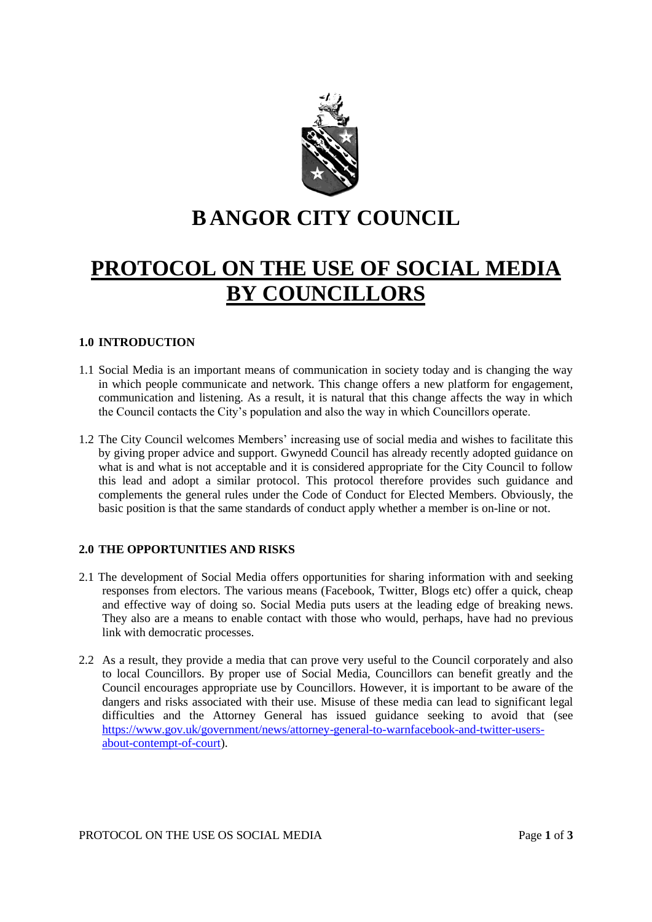# BANGOR CITY COUNCIL

# PROTOCOL ON THE USE OF SOCIAL MEDIA BY COUNCILLORS

## 1.0 INTRODUCTION

1.1 Social Media is an important means of communication in society today and is changing the way in which people communicate and network. This change offers a new platform for engagement, communication and listening. As a result, it is natural that this change affects the way in which the Council contacts the City's population and also the way in which Councillors operate.

1.2 The City Council welcomes Members' increasing use of social media and wishes to facilitate this by giving proper advice and support. Gwynedd Council has already recently adopted guidance on what is and what is not acceptable and it is considered appropriate for the City Council to follow this lead and adopt a similar protocol. This protocol therefore provides such guidance and complements the general rules under the Code of Conduct for Elected Members. Obviously, the basic position is that the same standards of conduct apply whether a member is on-line or not.

## 2.0 THE OPPORTUNITIES AND RISKS

2.1 The development of Social Media offers opportunities for sharing information with and seeking responses from electors. The various means (Facebook, Twitter, Blogs etc) offer a quick, cheap and effective way of doing so. Social Media puts users at the leading edge of breaking news. They also are a means to enable contact with those who would, perhaps, have had no previous link with democratic processes.

2.2 As a result, they provide a media that can prove very useful to the Council corporately and also to local Councillors. By proper use of Social Media, Councillors can benefit greatly and the Council encourages appropriate use by Councillors. However, it is important to be aware of the dangers and risks associated with their use. Misuse of these media can lead to significant legal difficulties and the Attorney General has issued guidance seeking to avoid that (see https://www.gov.uk/government/news/attorney-general-to-warnfacebook-and-twitter-users-about-contempt-of-court).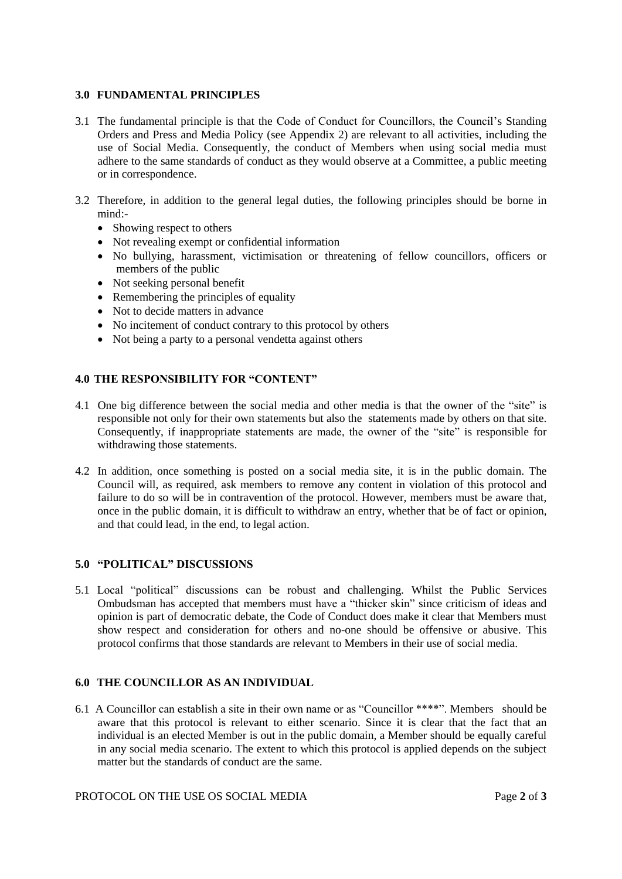## 3.0 FUNDAMENTAL PRINCIPLES

3.1 The fundamental principle is that the Code of Conduct for Councillors, the Council's Standing Orders and Press and Media Policy (see Appendix 2) are relevant to all activities, including the use of Social Media. Consequently, the conduct of Members when using social media must adhere to the same standards of conduct as they would observe at a Committee, a public meeting or in correspondence.

3.2 Therefore, in addition to the general legal duties, the following principles should be borne in mind:-

- Showing respect to others
- Not revealing exempt or confidential information
- No bullying, harassment, victimisation or threatening of fellow councillors, officers or members of the public
- Not seeking personal benefit
- Remembering the principles of equality
- Not to decide matters in advance
- No incitement of conduct contrary to this protocol by others
- Not being a party to a personal vendetta against others

## 4.0 THE RESPONSIBILITY FOR "CONTENT"

4.1 One big difference between the social media and other media is that the owner of the "site" is responsible not only for their own statements but also the statements made by others on that site. Consequently, if inappropriate statements are made, the owner of the "site" is responsible for withdrawing those statements.

4.2 In addition, once something is posted on a social media site, it is in the public domain. The Council will, as required, ask members to remove any content in violation of this protocol and failure to do so will be in contravention of the protocol. However, members must be aware that, once in the public domain, it is difficult to withdraw an entry, whether that be of fact or opinion, and that could lead, in the end, to legal action.

## 5.0 "POLITICAL" DISCUSSIONS

5.1 Local "political" discussions can be robust and challenging. Whilst the Public Services Ombudsman has accepted that members must have a "thicker skin" since criticism of ideas and opinion is part of democratic debate, the Code of Conduct does make it clear that Members must show respect and consideration for others and no-one should be offensive or abusive. This protocol confirms that those standards are relevant to Members in their use of social media.

## 6.0 THE COUNCILLOR AS AN INDIVIDUAL

6.1 A Councillor can establish a site in their own name or as "Councillor ****". Members should be aware that this protocol is relevant to either scenario. Since it is clear that the fact that an individual is an elected Member is out in the public domain, a Member should be equally careful in any social media scenario. The extent to which this protocol is applied depends on the subject matter but the standards of conduct are the same.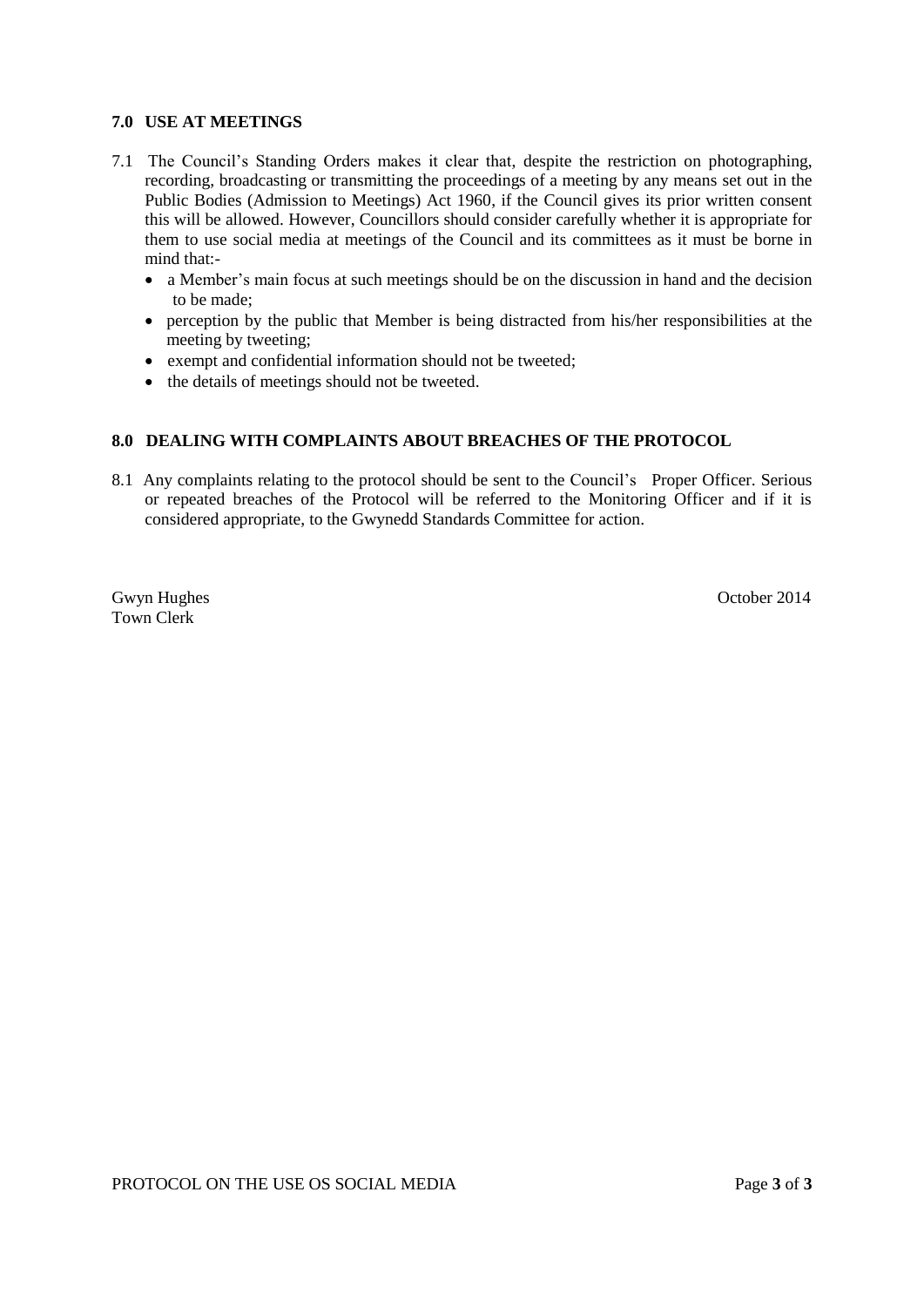## 7.0 USE AT MEETINGS

7.1 The Council's Standing Orders makes it clear that, despite the restriction on photographing, recording, broadcasting or transmitting the proceedings of a meeting by any means set out in the Public Bodies (Admission to Meetings) Act 1960, if the Council gives its prior written consent this will be allowed. However, Councillors should consider carefully whether it is appropriate for them to use social media at meetings of the Council and its committees as it must be borne in mind that:-

- a Member's main focus at such meetings should be on the discussion in hand and the decision to be made;
- perception by the public that Member is being distracted from his/her responsibilities at the meeting by tweeting;
- exempt and confidential information should not be tweeted;
- the details of meetings should not be tweeted.

## 8.0 DEALING WITH COMPLAINTS ABOUT BREACHES OF THE PROTOCOL

8.1 Any complaints relating to the protocol should be sent to the Council's Proper Officer. Serious or repeated breaches of the Protocol will be referred to the Monitoring Officer and if it is considered appropriate, to the Gwynedd Standards Committee for action.

Gwyn Hughes
Town Clerk

October 2014